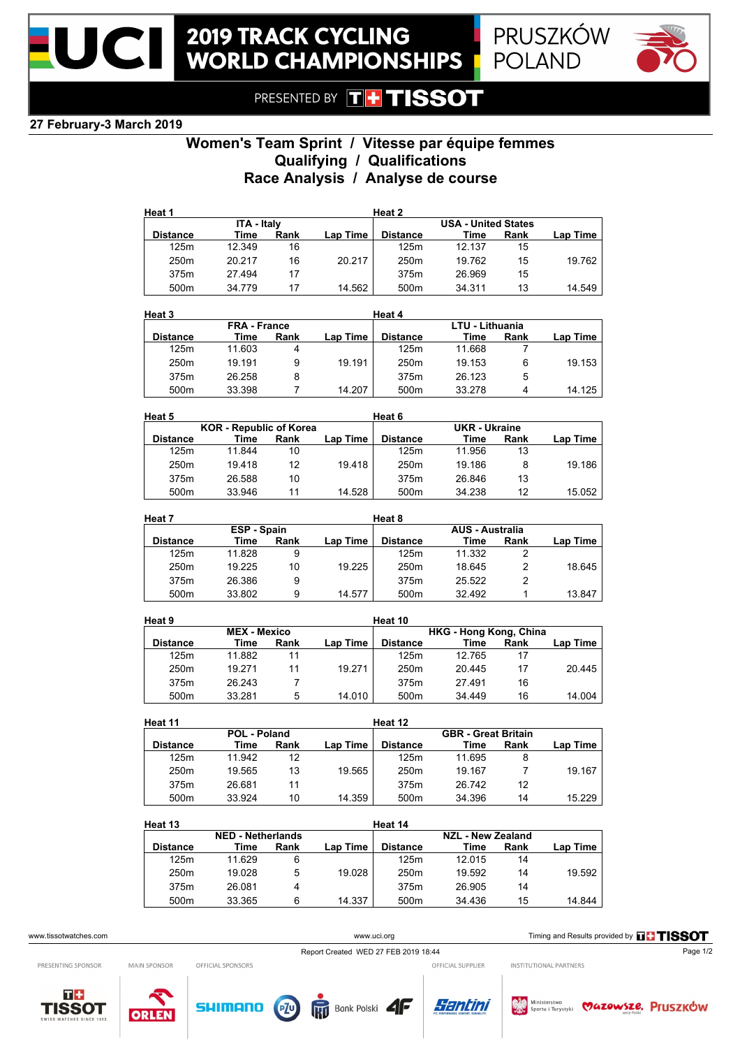# 2019 TRACK CYCLING WORLD CHAMPIONSHIPS

PRUSZKÓW POLAND

PRESENTED BY TISSOT

**27 February-3 March 2019**

## Women's Team Sprint / Vitesse par équipe femmes
## Qualifying / Qualifications
## Race Analysis / Analyse de course

**Heat 1** — ITA - Italy

| Distance | Time | Rank | Lap Time |
|---|---|---|---|
| 125m | 12.349 | 16 | |
| 250m | 20.217 | 16 | 20.217 |
| 375m | 27.494 | 17 | |
| 500m | 34.779 | 17 | 14.562 |

**Heat 2** — USA - United States

| Distance | Time | Rank | Lap Time |
|---|---|---|---|
| 125m | 12.137 | 15 | |
| 250m | 19.762 | 15 | 19.762 |
| 375m | 26.969 | 15 | |
| 500m | 34.311 | 13 | 14.549 |

**Heat 3** — FRA - France

| Distance | Time | Rank | Lap Time |
|---|---|---|---|
| 125m | 11.603 | 4 | |
| 250m | 19.191 | 9 | 19.191 |
| 375m | 26.258 | 8 | |
| 500m | 33.398 | 7 | 14.207 |

**Heat 4** — LTU - Lithuania

| Distance | Time | Rank | Lap Time |
|---|---|---|---|
| 125m | 11.668 | 7 | |
| 250m | 19.153 | 6 | 19.153 |
| 375m | 26.123 | 5 | |
| 500m | 33.278 | 4 | 14.125 |

**Heat 5** — KOR - Republic of Korea

| Distance | Time | Rank | Lap Time |
|---|---|---|---|
| 125m | 11.844 | 10 | |
| 250m | 19.418 | 12 | 19.418 |
| 375m | 26.588 | 10 | |
| 500m | 33.946 | 11 | 14.528 |

**Heat 6** — UKR - Ukraine

| Distance | Time | Rank | Lap Time |
|---|---|---|---|
| 125m | 11.956 | 13 | |
| 250m | 19.186 | 8 | 19.186 |
| 375m | 26.846 | 13 | |
| 500m | 34.238 | 12 | 15.052 |

**Heat 7** — ESP - Spain

| Distance | Time | Rank | Lap Time |
|---|---|---|---|
| 125m | 11.828 | 9 | |
| 250m | 19.225 | 10 | 19.225 |
| 375m | 26.386 | 9 | |
| 500m | 33.802 | 9 | 14.577 |

**Heat 8** — AUS - Australia

| Distance | Time | Rank | Lap Time |
|---|---|---|---|
| 125m | 11.332 | 2 | |
| 250m | 18.645 | 2 | 18.645 |
| 375m | 25.522 | 2 | |
| 500m | 32.492 | 1 | 13.847 |

**Heat 9** — MEX - Mexico

| Distance | Time | Rank | Lap Time |
|---|---|---|---|
| 125m | 11.882 | 11 | |
| 250m | 19.271 | 11 | 19.271 |
| 375m | 26.243 | 7 | |
| 500m | 33.281 | 5 | 14.010 |

**Heat 10** — HKG - Hong Kong, China

| Distance | Time | Rank | Lap Time |
|---|---|---|---|
| 125m | 12.765 | 17 | |
| 250m | 20.445 | 17 | 20.445 |
| 375m | 27.491 | 16 | |
| 500m | 34.449 | 16 | 14.004 |

**Heat 11** — POL - Poland

| Distance | Time | Rank | Lap Time |
|---|---|---|---|
| 125m | 11.942 | 12 | |
| 250m | 19.565 | 13 | 19.565 |
| 375m | 26.681 | 11 | |
| 500m | 33.924 | 10 | 14.359 |

**Heat 12** — GBR - Great Britain

| Distance | Time | Rank | Lap Time |
|---|---|---|---|
| 125m | 11.695 | 8 | |
| 250m | 19.167 | 7 | 19.167 |
| 375m | 26.742 | 12 | |
| 500m | 34.396 | 14 | 15.229 |

**Heat 13** — NED - Netherlands

| Distance | Time | Rank | Lap Time |
|---|---|---|---|
| 125m | 11.629 | 6 | |
| 250m | 19.028 | 5 | 19.028 |
| 375m | 26.081 | 4 | |
| 500m | 33.365 | 6 | 14.337 |

**Heat 14** — NZL - New Zealand

| Distance | Time | Rank | Lap Time |
|---|---|---|---|
| 125m | 12.015 | 14 | |
| 250m | 19.592 | 14 | 19.592 |
| 375m | 26.905 | 14 | |
| 500m | 34.436 | 15 | 14.844 |

www.tissotwatches.com | www.uci.org | Timing and Results provided by TISSOT

Report Created WED 27 FEB 2019 18:44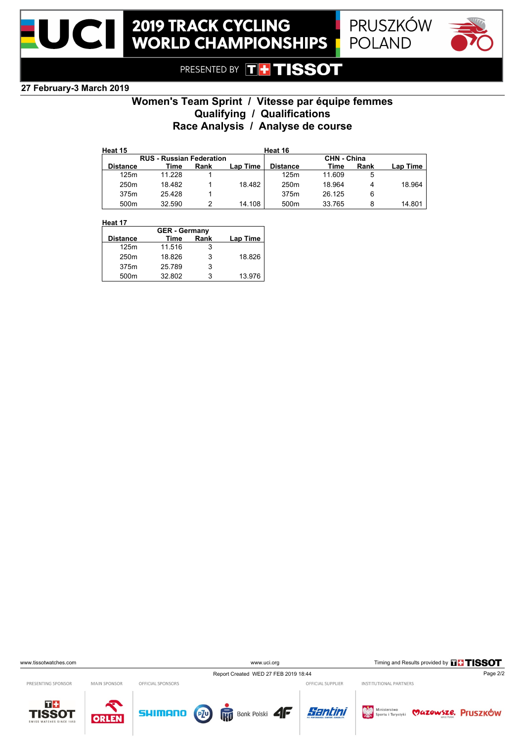**27 February-3 March 2019**

## Women's Team Sprint / Vitesse par équipe femmes
## Qualifying / Qualifications
## Race Analysis / Analyse de course

**Heat 15**

| RUS - Russian Federation | | | |
|---|---|---|---|
| Distance | Time | Rank | Lap Time |
| 125m | 11.228 | 1 | |
| 250m | 18.482 | 1 | 18.482 |
| 375m | 25.428 | 1 | |
| 500m | 32.590 | 2 | 14.108 |

**Heat 16**

| CHN - China | | | |
|---|---|---|---|
| Distance | Time | Rank | Lap Time |
| 125m | 11.609 | 5 | |
| 250m | 18.964 | 4 | 18.964 |
| 375m | 26.125 | 6 | |
| 500m | 33.765 | 8 | 14.801 |

**Heat 17**

| GER - Germany | | | |
|---|---|---|---|
| Distance | Time | Rank | Lap Time |
| 125m | 11.516 | 3 | |
| 250m | 18.826 | 3 | 18.826 |
| 375m | 25.789 | 3 | |
| 500m | 32.802 | 3 | 13.976 |

Report Created WED 27 FEB 2019 18:44